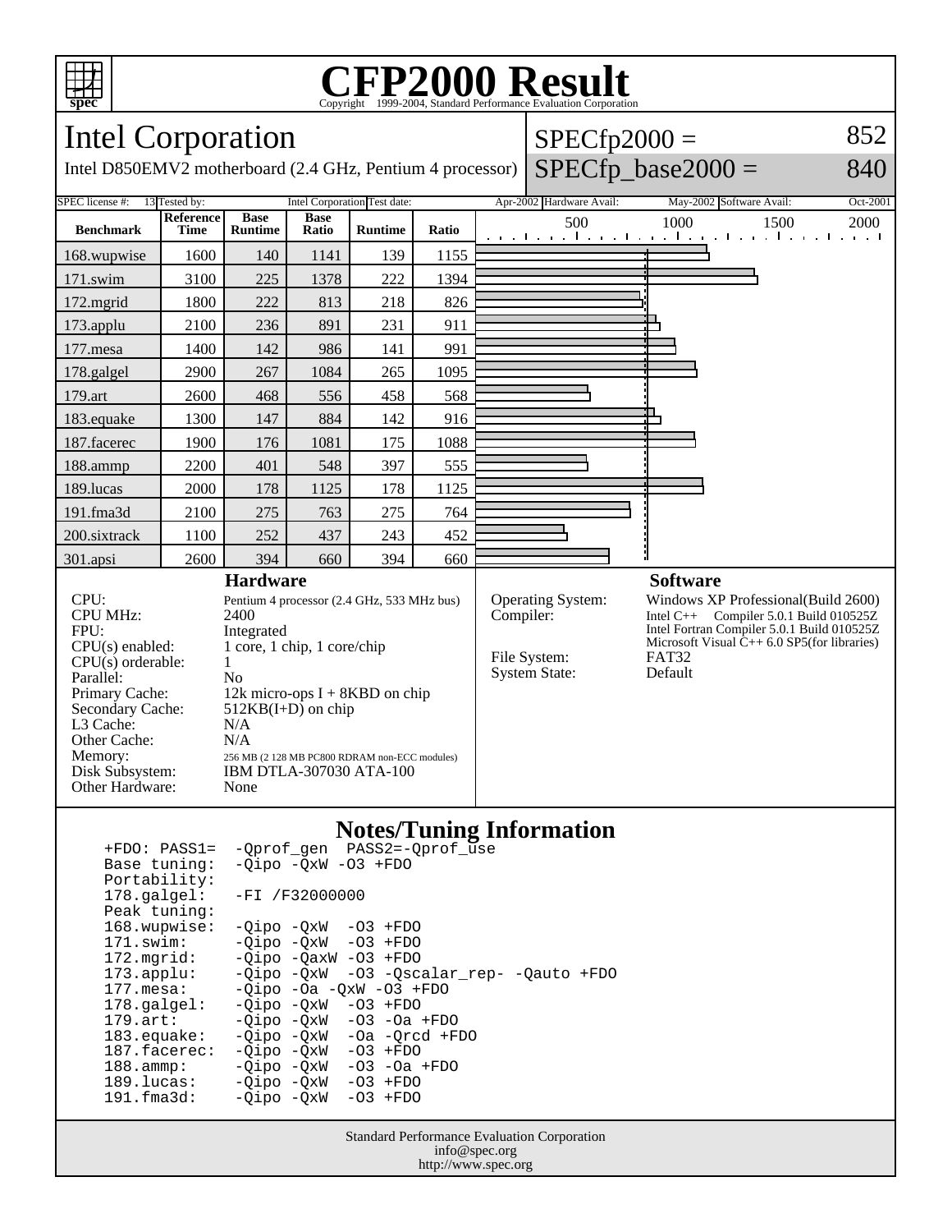# CFP2000 Result

Copyright 1999-2004, Standard Performance Evaluation Corporation

## Intel Corporation

Intel D850EMV2 motherboard (2.4 GHz, Pentium 4 processor)

SPECfp2000 = 852

SPECfp_base2000 = 840

| SPEC license #: | 13 | Tested by: | Intel Corporation | Test date: | Apr-2002 | Hardware Avail: | May-2002 | Software Avail: | Oct-2001 |
|---|---|---|---|---|---|---|---|---|---|

| Benchmark | Reference Time | Base Runtime | Base Ratio | Runtime | Ratio |
|---|---|---|---|---|---|
| 168.wupwise | 1600 | 140 | 1141 | 139 | 1155 |
| 171.swim | 3100 | 225 | 1378 | 222 | 1394 |
| 172.mgrid | 1800 | 222 | 813 | 218 | 826 |
| 173.applu | 2100 | 236 | 891 | 231 | 911 |
| 177.mesa | 1400 | 142 | 986 | 141 | 991 |
| 178.galgel | 2900 | 267 | 1084 | 265 | 1095 |
| 179.art | 2600 | 468 | 556 | 458 | 568 |
| 183.equake | 1300 | 147 | 884 | 142 | 916 |
| 187.facerec | 1900 | 176 | 1081 | 175 | 1088 |
| 188.ammp | 2200 | 401 | 548 | 397 | 555 |
| 189.lucas | 2000 | 178 | 1125 | 178 | 1125 |
| 191.fma3d | 2100 | 275 | 763 | 275 | 764 |
| 200.sixtrack | 1100 | 252 | 437 | 243 | 452 |
| 301.apsi | 2600 | 394 | 660 | 394 | 660 |

### Hardware

| | |
|---|---|
| CPU: | Pentium 4 processor (2.4 GHz, 533 MHz bus) |
| CPU MHz: | 2400 |
| FPU: | Integrated |
| CPU(s) enabled: | 1 core, 1 chip, 1 core/chip |
| CPU(s) orderable: | 1 |
| Parallel: | No |
| Primary Cache: | 12k micro-ops I + 8KBD on chip |
| Secondary Cache: | 512KB(I+D) on chip |
| L3 Cache: | N/A |
| Other Cache: | N/A |
| Memory: | 256 MB (2 128 MB PC800 RDRAM non-ECC modules) |
| Disk Subsystem: | IBM DTLA-307030 ATA-100 |
| Other Hardware: | None |

### Software

| | |
|---|---|
| Operating System: | Windows XP Professional(Build 2600) |
| Compiler: | Intel C++ Compiler 5.0.1 Build 010525Z<br>Intel Fortran Compiler 5.0.1 Build 010525Z<br>Microsoft Visual C++ 6.0 SP5(for libraries) |
| File System: | FAT32 |
| System State: | Default |

### Notes/Tuning Information

```
+FDO: PASS1=   -Qprof_gen  PASS2=-Qprof_use
Base tuning:   -Qipo -QxW -O3 +FDO
Portability:
178.galgel:    -FI /F32000000
Peak tuning:
168.wupwise:   -Qipo -QxW  -O3 +FDO
171.swim:      -Qipo -QxW  -O3 +FDO
172.mgrid:     -Qipo -QaxW -O3 +FDO
173.applu:     -Qipo -QxW  -O3 -Qscalar_rep- -Qauto +FDO
177.mesa:      -Qipo -Oa -QxW -O3 +FDO
178.galgel:    -Qipo -QxW  -O3 +FDO
179.art:       -Qipo -QxW  -O3 -Oa +FDO
183.equake:    -Qipo -QxW  -Oa -Qrcd +FDO
187.facerec:   -Qipo -QxW  -O3 +FDO
188.ammp:      -Qipo -QxW  -O3 -Oa +FDO
189.lucas:     -Qipo -QxW  -O3 +FDO
191.fma3d:     -Qipo -QxW  -O3 +FDO
```

Standard Performance Evaluation Corporation
info@spec.org
http://www.spec.org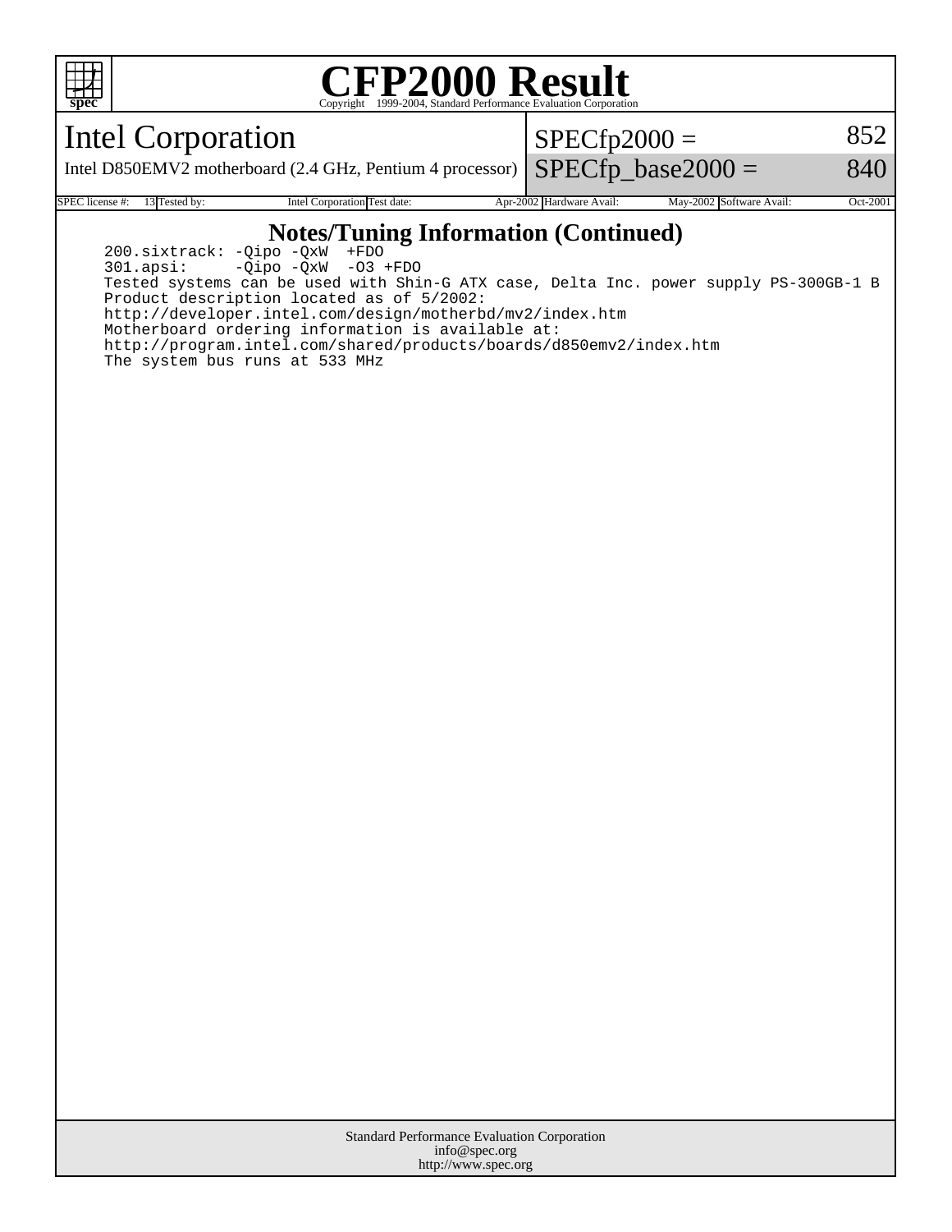# CFP2000 Result

Copyright 1999-2004, Standard Performance Evaluation Corporation

## Intel Corporation

Intel D850EMV2 motherboard (2.4 GHz, Pentium 4 processor)

SPECfp2000 = 852

SPECfp_base2000 = 840

| SPEC license #: | 13 | Tested by: | Intel Corporation | Test date: | Apr-2002 | Hardware Avail: | May-2002 | Software Avail: | Oct-2001 |
|---|---|---|---|---|---|---|---|---|---|

### Notes/Tuning Information (Continued)

```
200.sixtrack: -Qipo -QxW  +FDO
301.apsi:     -Qipo -QxW  -O3 +FDO
Tested systems can be used with Shin-G ATX case, Delta Inc. power supply PS-300GB-1 B
Product description located as of 5/2002:
http://developer.intel.com/design/motherbd/mv2/index.htm
Motherboard ordering information is available at:
http://program.intel.com/shared/products/boards/d850emv2/index.htm
The system bus runs at 533 MHz
```

Standard Performance Evaluation Corporation
info@spec.org
http://www.spec.org